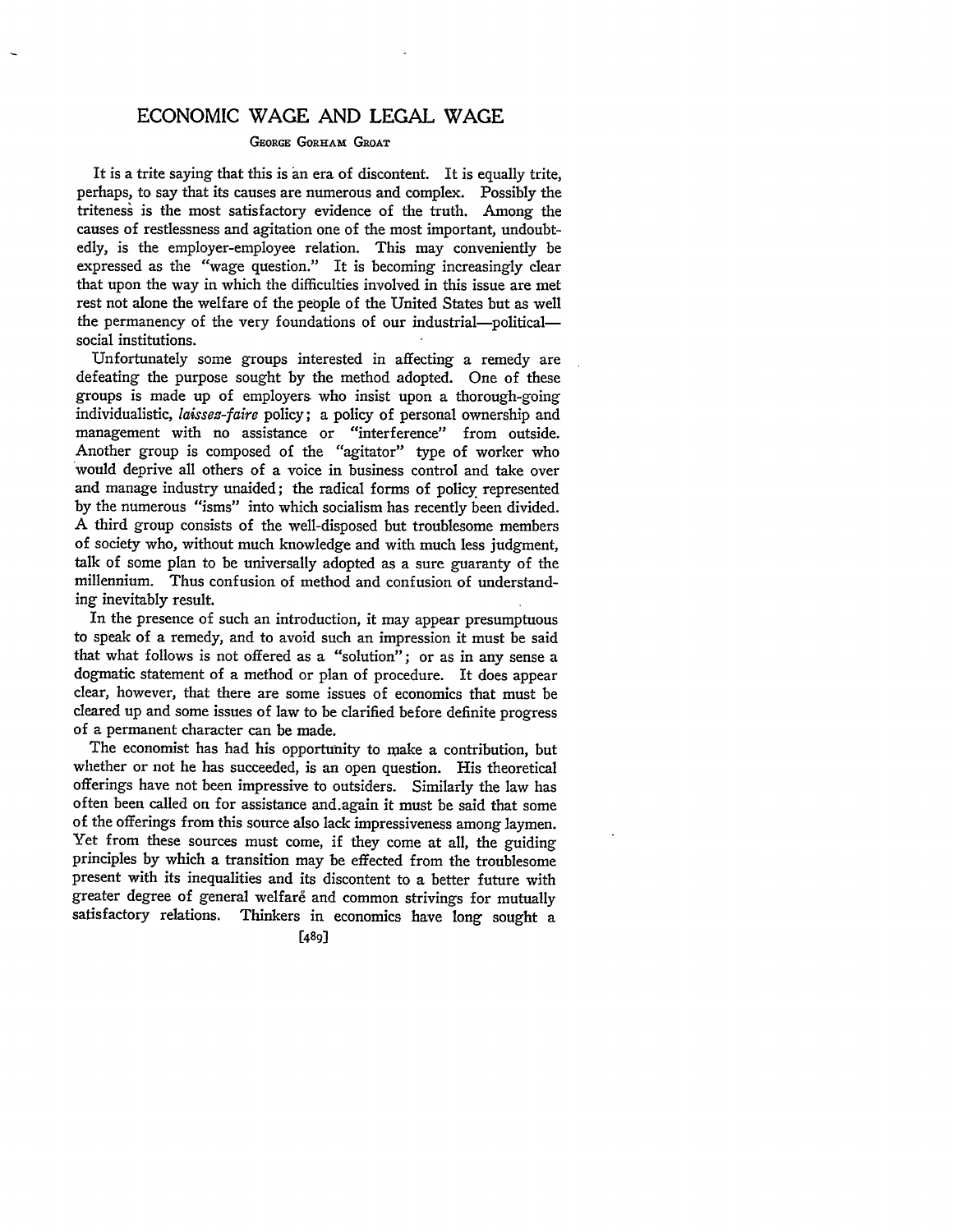# ECONOMIC WAGE AND LEGAL WAGE

GEORGE GORHAM GROAT

It is a trite saying that this is an era of discontent. It is equally trite, perhaps, to say that its causes are numerous and complex. Possibly the triteness is the most satisfactory evidence of the truth. Among the causes of restlessness and agitation one of the most important, undoubtedly, is the employer-employee relation. This may conveniently be expressed as the "wage question." It is becoming increasingly clear that upon the way in which the difficulties involved in this issue are met rest not alone the welfare of the people of the United States but as well the permanency of the very foundations of our industrial—political—social institutions.

Unfortunately some groups interested in affecting a remedy are defeating the purpose sought by the method adopted. One of these groups is made up of employers who insist upon a thorough-going individualistic, *laissez-faire* policy; a policy of personal ownership and management with no assistance or "interference" from outside. Another group is composed of the "agitator" type of worker who would deprive all others of a voice in business control and take over and manage industry unaided; the radical forms of policy represented by the numerous "isms" into which socialism has recently been divided. A third group consists of the well-disposed but troublesome members of society who, without much knowledge and with much less judgment, talk of some plan to be universally adopted as a sure guaranty of the millennium. Thus confusion of method and confusion of understanding inevitably result.

In the presence of such an introduction, it may appear presumptuous to speak of a remedy, and to avoid such an impression it must be said that what follows is not offered as a "solution"; or as in any sense a dogmatic statement of a method or plan of procedure. It does appear clear, however, that there are some issues of economics that must be cleared up and some issues of law to be clarified before definite progress of a permanent character can be made.

The economist has had his opportunity to make a contribution, but whether or not he has succeeded, is an open question. His theoretical offerings have not been impressive to outsiders. Similarly the law has often been called on for assistance and again it must be said that some of the offerings from this source also lack impressiveness among laymen. Yet from these sources must come, if they come at all, the guiding principles by which a transition may be effected from the troublesome present with its inequalities and its discontent to a better future with greater degree of general welfare and common strivings for mutually satisfactory relations. Thinkers in economics have long sought a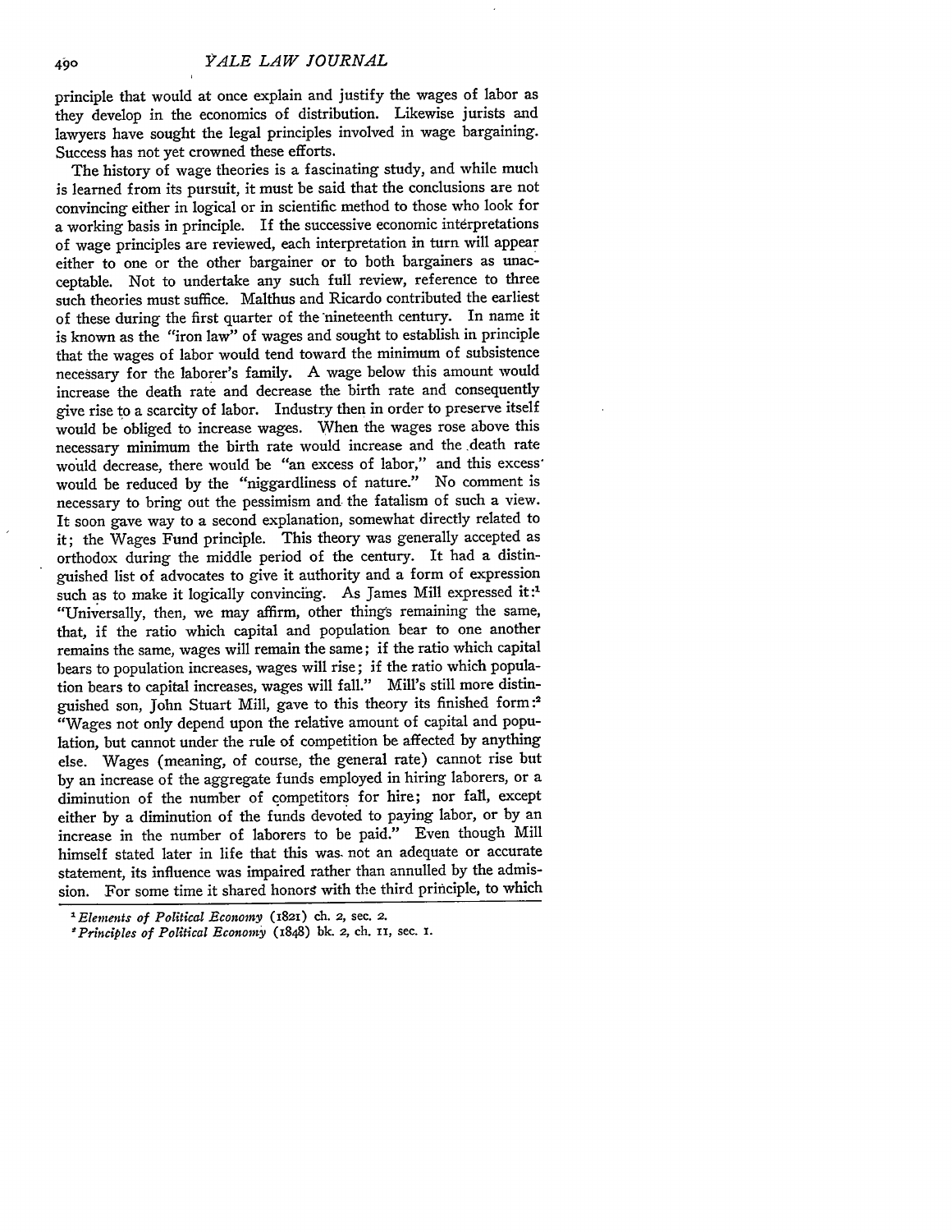principle that would at once explain and justify the wages of labor as they develop in the economics of distribution. Likewise jurists and lawyers have sought the legal principles involved in wage bargaining. Success has not yet crowned these efforts.

The history of wage theories is a fascinating study, and while much is learned from its pursuit, it must be said that the conclusions are not convincing either in logical or in scientific method to those who look for a working basis in principle. If the successive economic interpretations of wage principles are reviewed, each interpretation in turn will appear either to one or the other bargainer or to both bargainers as unacceptable. Not to undertake any such full review, reference to three such theories must suffice. Malthus and Ricardo contributed the earliest of these during the first quarter of the nineteenth century. In name it is known as the "iron law" of wages and sought to establish in principle that the wages of labor would tend toward the minimum of subsistence necessary for the laborer's family. A wage below this amount would increase the death rate and decrease the birth rate and consequently give rise to a scarcity of labor. Industry then in order to preserve itself would be obliged to increase wages. When the wages rose above this necessary minimum the birth rate would increase and the death rate would decrease, there would be "an excess of labor," and this excess would be reduced by the "niggardliness of nature." No comment is necessary to bring out the pessimism and the fatalism of such a view. It soon gave way to a second explanation, somewhat directly related to it; the Wages Fund principle. This theory was generally accepted as orthodox during the middle period of the century. It had a distinguished list of advocates to give it authority and a form of expression such as to make it logically convincing. As James Mill expressed it:[1] "Universally, then, we may affirm, other things remaining the same, that, if the ratio which capital and population bear to one another remains the same, wages will remain the same; if the ratio which capital bears to population increases, wages will rise; if the ratio which population bears to capital increases, wages will fall." Mill's still more distinguished son, John Stuart Mill, gave to this theory its finished form:[2] "Wages not only depend upon the relative amount of capital and population, but cannot under the rule of competition be affected by anything else. Wages (meaning, of course, the general rate) cannot rise but by an increase of the aggregate funds employed in hiring laborers, or a diminution of the number of competitors for hire; nor fall, except either by a diminution of the funds devoted to paying labor, or by an increase in the number of laborers to be paid." Even though Mill himself stated later in life that this was not an adequate or accurate statement, its influence was impaired rather than annulled by the admission. For some time it shared honors with the third principle, to which

---

[1] *Elements of Political Economy* (1821) ch. 2, sec. 2.

[2] *Principles of Political Economy* (1848) bk. 2, ch. 11, sec. 1.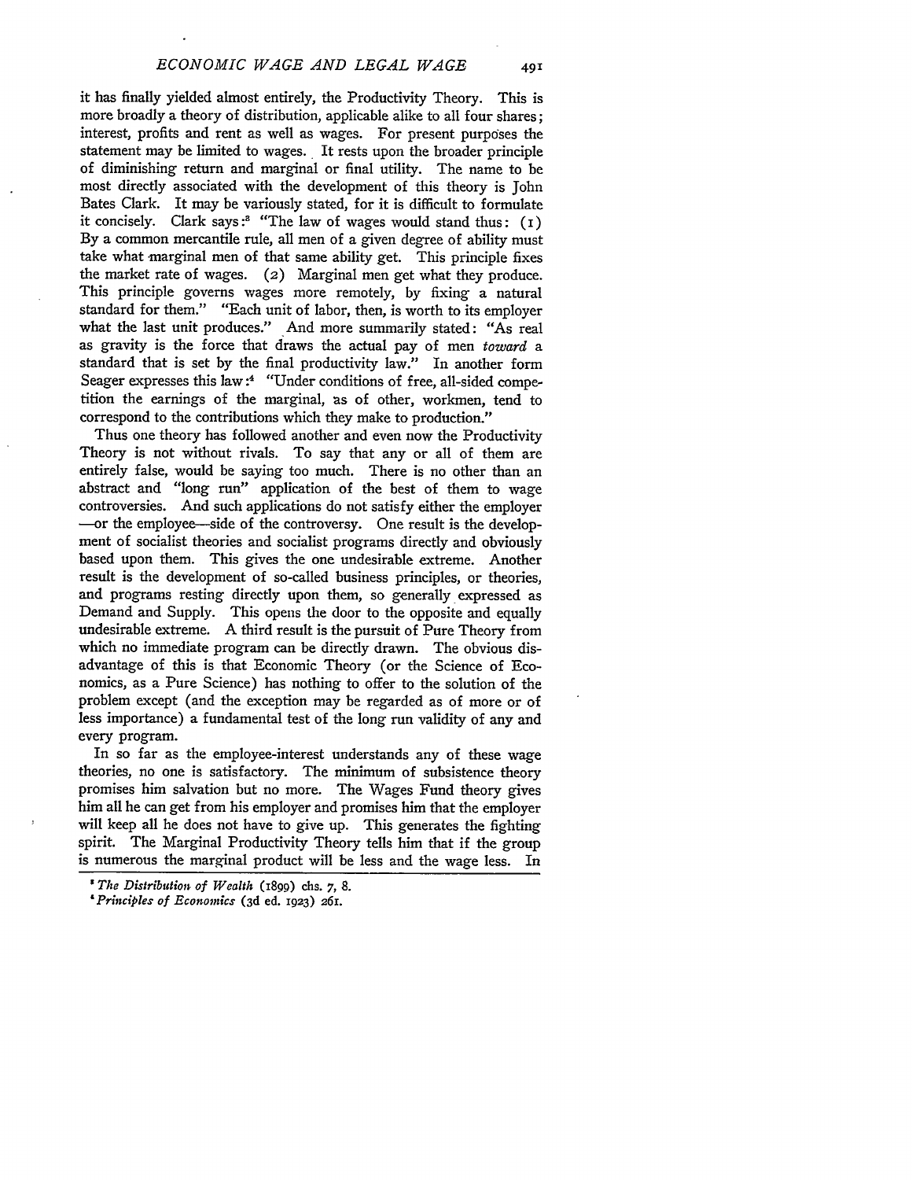it has finally yielded almost entirely, the Productivity Theory. This is more broadly a theory of distribution, applicable alike to all four shares; interest, profits and rent as well as wages. For present purposes the statement may be limited to wages. It rests upon the broader principle of diminishing return and marginal or final utility. The name to be most directly associated with the development of this theory is John Bates Clark. It may be variously stated, for it is difficult to formulate it concisely. Clark says:[3] "The law of wages would stand thus: (1) By a common mercantile rule, all men of a given degree of ability must take what marginal men of that same ability get. This principle fixes the market rate of wages. (2) Marginal men get what they produce. This principle governs wages more remotely, by fixing a natural standard for them." "Each unit of labor, then, is worth to its employer what the last unit produces." And more summarily stated: "As real as gravity is the force that draws the actual pay of men *toward* a standard that is set by the final productivity law." In another form Seager expresses this law:[4] "Under conditions of free, all-sided competition the earnings of the marginal, as of other, workmen, tend to correspond to the contributions which they make to production."

Thus one theory has followed another and even now the Productivity Theory is not without rivals. To say that any or all of them are entirely false, would be saying too much. There is no other than an abstract and "long run" application of the best of them to wage controversies. And such applications do not satisfy either the employer —or the employee—side of the controversy. One result is the development of socialist theories and socialist programs directly and obviously based upon them. This gives the one undesirable extreme. Another result is the development of so-called business principles, or theories, and programs resting directly upon them, so generally expressed as Demand and Supply. This opens the door to the opposite and equally undesirable extreme. A third result is the pursuit of Pure Theory from which no immediate program can be directly drawn. The obvious disadvantage of this is that Economic Theory (or the Science of Economics, as a Pure Science) has nothing to offer to the solution of the problem except (and the exception may be regarded as of more or of less importance) a fundamental test of the long run validity of any and every program.

In so far as the employee-interest understands any of these wage theories, no one is satisfactory. The minimum of subsistence theory promises him salvation but no more. The Wages Fund theory gives him all he can get from his employer and promises him that the employer will keep all he does not have to give up. This generates the fighting spirit. The Marginal Productivity Theory tells him that if the group is numerous the marginal product will be less and the wage less. In

[3] *The Distribution of Wealth* (1899) chs. 7, 8.

[4] *Principles of Economics* (3d ed. 1923) 261.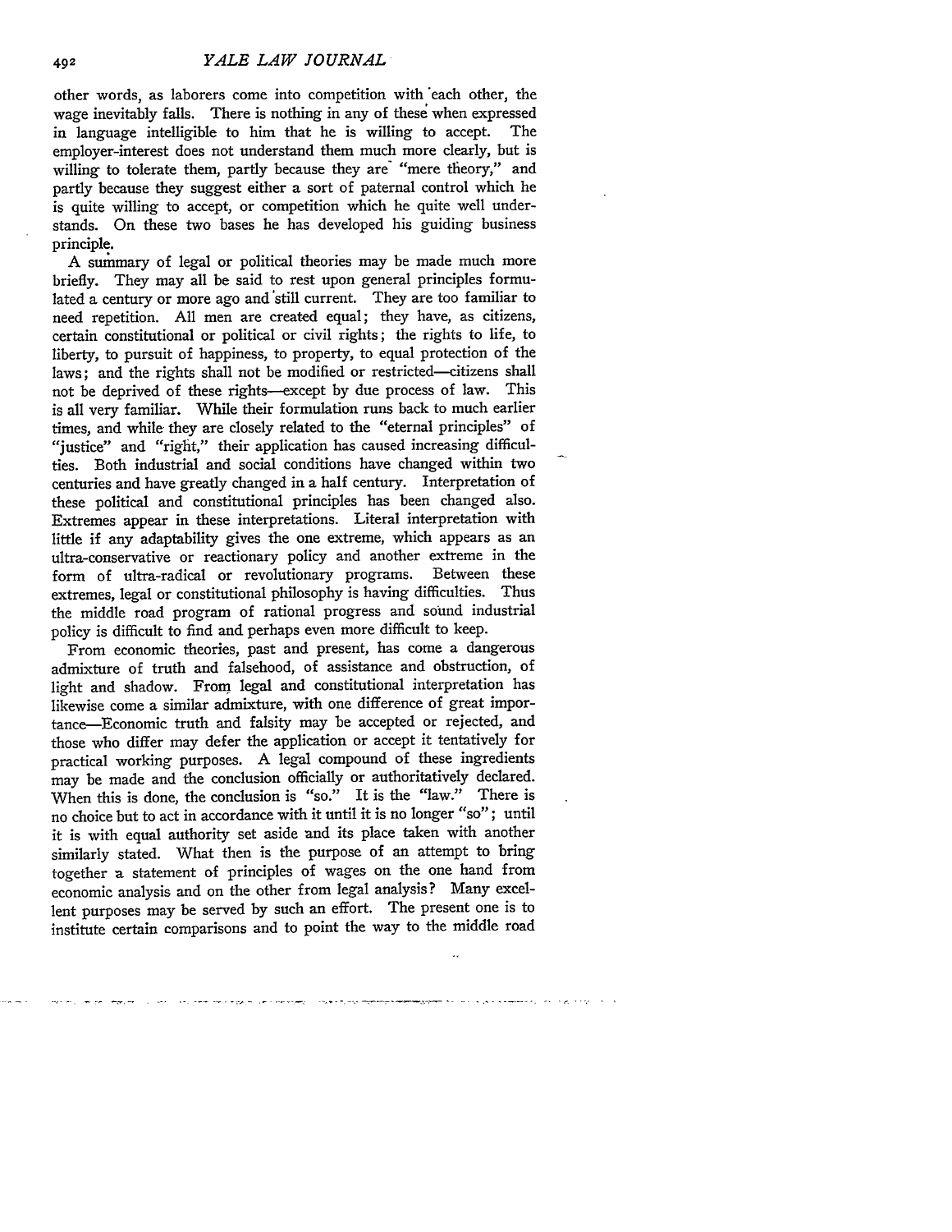other words, as laborers come into competition with each other, the wage inevitably falls. There is nothing in any of these when expressed in language intelligible to him that he is willing to accept. The employer-interest does not understand them much more clearly, but is willing to tolerate them, partly because they are "mere theory," and partly because they suggest either a sort of paternal control which he is quite willing to accept, or competition which he quite well understands. On these two bases he has developed his guiding business principle.

A summary of legal or political theories may be made much more briefly. They may all be said to rest upon general principles formulated a century or more ago and still current. They are too familiar to need repetition. All men are created equal; they have, as citizens, certain constitutional or political or civil rights; the rights to life, to liberty, to pursuit of happiness, to property, to equal protection of the laws; and the rights shall not be modified or restricted—citizens shall not be deprived of these rights—except by due process of law. This is all very familiar. While their formulation runs back to much earlier times, and while they are closely related to the "eternal principles" of "justice" and "right," their application has caused increasing difficulties. Both industrial and social conditions have changed within two centuries and have greatly changed in a half century. Interpretation of these political and constitutional principles has been changed also. Extremes appear in these interpretations. Literal interpretation with little if any adaptability gives the one extreme, which appears as an ultra-conservative or reactionary policy and another extreme in the form of ultra-radical or revolutionary programs. Between these extremes, legal or constitutional philosophy is having difficulties. Thus the middle road program of rational progress and sound industrial policy is difficult to find and perhaps even more difficult to keep.

From economic theories, past and present, has come a dangerous admixture of truth and falsehood, of assistance and obstruction, of light and shadow. From legal and constitutional interpretation has likewise come a similar admixture, with one difference of great importance—Economic truth and falsity may be accepted or rejected, and those who differ may defer the application or accept it tentatively for practical working purposes. A legal compound of these ingredients may be made and the conclusion officially or authoritatively declared. When this is done, the conclusion is "so." It is the "law." There is no choice but to act in accordance with it until it is no longer "so"; until it is with equal authority set aside and its place taken with another similarly stated. What then is the purpose of an attempt to bring together a statement of principles of wages on the one hand from economic analysis and on the other from legal analysis? Many excellent purposes may be served by such an effort. The present one is to institute certain comparisons and to point the way to the middle road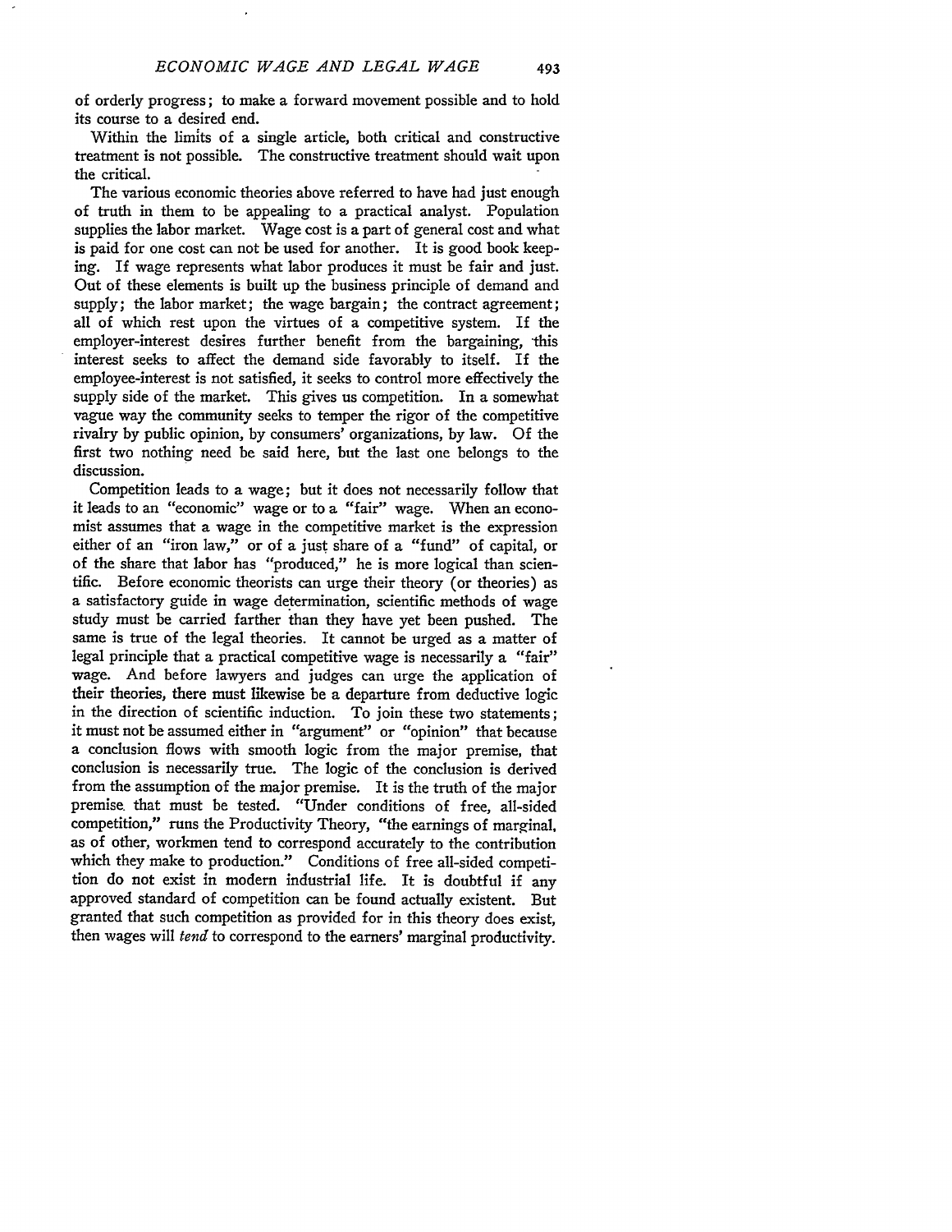of orderly progress; to make a forward movement possible and to hold its course to a desired end.

Within the limits of a single article, both critical and constructive treatment is not possible. The constructive treatment should wait upon the critical.

The various economic theories above referred to have had just enough of truth in them to be appealing to a practical analyst. Population supplies the labor market. Wage cost is a part of general cost and what is paid for one cost can not be used for another. It is good book keeping. If wage represents what labor produces it must be fair and just. Out of these elements is built up the business principle of demand and supply; the labor market; the wage bargain; the contract agreement; all of which rest upon the virtues of a competitive system. If the employer-interest desires further benefit from the bargaining, this interest seeks to affect the demand side favorably to itself. If the employee-interest is not satisfied, it seeks to control more effectively the supply side of the market. This gives us competition. In a somewhat vague way the community seeks to temper the rigor of the competitive rivalry by public opinion, by consumers' organizations, by law. Of the first two nothing need be said here, but the last one belongs to the discussion.

Competition leads to a wage; but it does not necessarily follow that it leads to an "economic" wage or to a "fair" wage. When an economist assumes that a wage in the competitive market is the expression either of an "iron law," or of a just share of a "fund" of capital, or of the share that labor has "produced," he is more logical than scientific. Before economic theorists can urge their theory (or theories) as a satisfactory guide in wage determination, scientific methods of wage study must be carried farther than they have yet been pushed. The same is true of the legal theories. It cannot be urged as a matter of legal principle that a practical competitive wage is necessarily a "fair" wage. And before lawyers and judges can urge the application of their theories, there must likewise be a departure from deductive logic in the direction of scientific induction. To join these two statements; it must not be assumed either in "argument" or "opinion" that because a conclusion flows with smooth logic from the major premise, that conclusion is necessarily true. The logic of the conclusion is derived from the assumption of the major premise. It is the truth of the major premise that must be tested. "Under conditions of free, all-sided competition," runs the Productivity Theory, "the earnings of marginal, as of other, workmen tend to correspond accurately to the contribution which they make to production." Conditions of free all-sided competition do not exist in modern industrial life. It is doubtful if any approved standard of competition can be found actually existent. But granted that such competition as provided for in this theory does exist, then wages will *tend* to correspond to the earners' marginal productivity.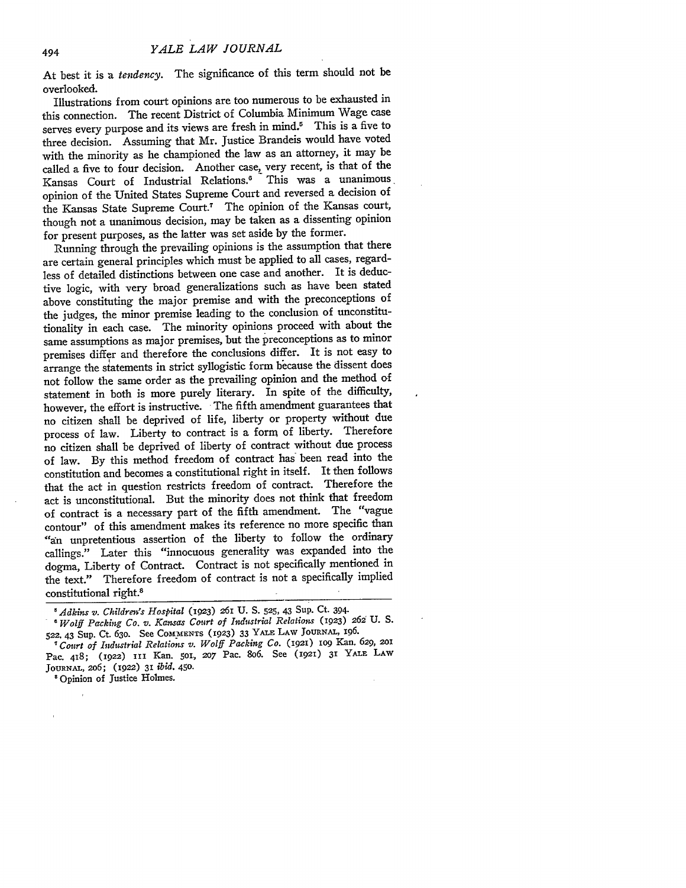At best it is a *tendency*. The significance of this term should not be overlooked.

Illustrations from court opinions are too numerous to be exhausted in this connection. The recent District of Columbia Minimum Wage case serves every purpose and its views are fresh in mind.[5] This is a five to three decision. Assuming that Mr. Justice Brandeis would have voted with the minority as he championed the law as an attorney, it may be called a five to four decision. Another case, very recent, is that of the Kansas Court of Industrial Relations.[6] This was a unanimous opinion of the United States Supreme Court and reversed a decision of the Kansas State Supreme Court.[7] The opinion of the Kansas court, though not a unanimous decision, may be taken as a dissenting opinion for present purposes, as the latter was set aside by the former.

Running through the prevailing opinions is the assumption that there are certain general principles which must be applied to all cases, regardless of detailed distinctions between one case and another. It is deductive logic, with very broad generalizations such as have been stated above constituting the major premise and with the preconceptions of the judges, the minor premise leading to the conclusion of unconstitutionality in each case. The minority opinions proceed with about the same assumptions as major premises, but the preconceptions as to minor premises differ and therefore the conclusions differ. It is not easy to arrange the statements in strict syllogistic form because the dissent does not follow the same order as the prevailing opinion and the method of statement in both is more purely literary. In spite of the difficulty, however, the effort is instructive. The fifth amendment guarantees that no citizen shall be deprived of life, liberty or property without due process of law. Liberty to contract is a form of liberty. Therefore no citizen shall be deprived of liberty of contract without due process of law. By this method freedom of contract has been read into the constitution and becomes a constitutional right in itself. It then follows that the act in question restricts freedom of contract. Therefore the act is unconstitutional. But the minority does not think that freedom of contract is a necessary part of the fifth amendment. The "vague contour" of this amendment makes its reference no more specific than "an unpretentious assertion of the liberty to follow the ordinary callings." Later this "innocuous generality was expanded into the dogma, Liberty of Contract. Contract is not specifically mentioned in the text." Therefore freedom of contract is not a specifically implied constitutional right.[8]

---

[5] *Adkins v. Children's Hospital* (1923) 261 U. S. 525, 43 Sup. Ct. 394.

[6] *Wolff Packing Co. v. Kansas Court of Industrial Relations* (1923) 262 U. S. 522, 43 Sup. Ct. 630. See COMMENTS (1923) 33 YALE LAW JOURNAL, 196.

[7] *Court of Industrial Relations v. Wolff Packing Co.* (1921) 109 Kan. 629, 201 Pac. 418; (1922) 111 Kan. 501, 207 Pac. 806. See (1921) 31 YALE LAW JOURNAL, 206; (1922) 31 *ibid.* 450.

[8] Opinion of Justice Holmes.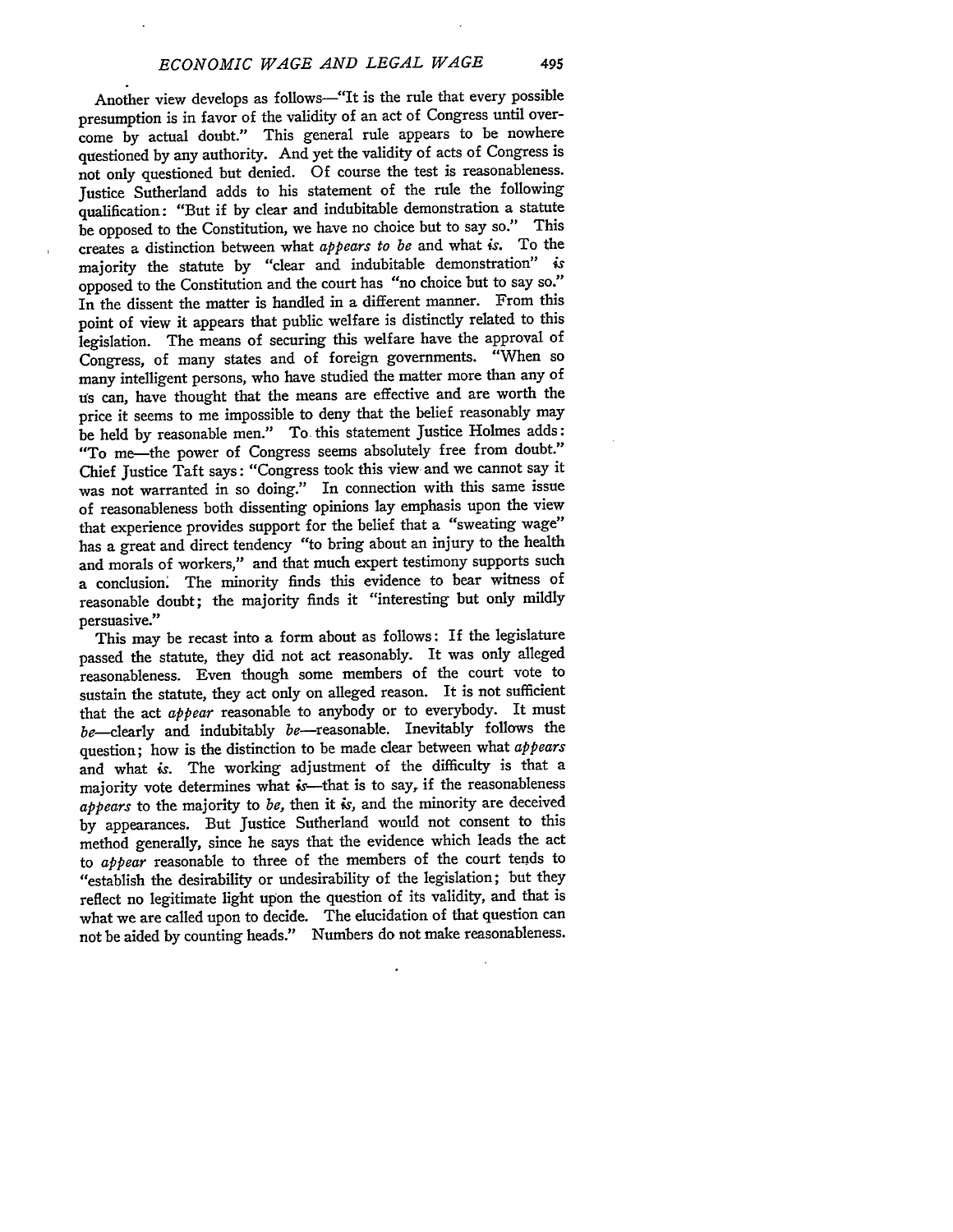Another view develops as follows—"It is the rule that every possible presumption is in favor of the validity of an act of Congress until overcome by actual doubt." This general rule appears to be nowhere questioned by any authority. And yet the validity of acts of Congress is not only questioned but denied. Of course the test is reasonableness. Justice Sutherland adds to his statement of the rule the following qualification: "But if by clear and indubitable demonstration a statute be opposed to the Constitution, we have no choice but to say so." This creates a distinction between what *appears to be* and what *is*. To the majority the statute by "clear and indubitable demonstration" *is* opposed to the Constitution and the court has "no choice but to say so." In the dissent the matter is handled in a different manner. From this point of view it appears that public welfare is distinctly related to this legislation. The means of securing this welfare have the approval of Congress, of many states and of foreign governments. "When so many intelligent persons, who have studied the matter more than any of us can, have thought that the means are effective and are worth the price it seems to me impossible to deny that the belief reasonably may be held by reasonable men." To this statement Justice Holmes adds: "To me—the power of Congress seems absolutely free from doubt." Chief Justice Taft says: "Congress took this view and we cannot say it was not warranted in so doing." In connection with this same issue of reasonableness both dissenting opinions lay emphasis upon the view that experience provides support for the belief that a "sweating wage" has a great and direct tendency "to bring about an injury to the health and morals of workers," and that much expert testimony supports such a conclusion. The minority finds this evidence to bear witness of reasonable doubt; the majority finds it "interesting but only mildly persuasive."

This may be recast into a form about as follows: If the legislature passed the statute, they did not act reasonably. It was only alleged reasonableness. Even though some members of the court vote to sustain the statute, they act only on alleged reason. It is not sufficient that the act *appear* reasonable to anybody or to everybody. It must *be*—clearly and indubitably *be*—reasonable. Inevitably follows the question; how is the distinction to be made clear between what *appears* and what *is*. The working adjustment of the difficulty is that a majority vote determines what *is*—that is to say, if the reasonableness *appears* to the majority to *be*, then it *is*, and the minority are deceived by appearances. But Justice Sutherland would not consent to this method generally, since he says that the evidence which leads the act to *appear* reasonable to three of the members of the court tends to "establish the desirability or undesirability of the legislation; but they reflect no legitimate light upon the question of its validity, and that is what we are called upon to decide. The elucidation of that question can not be aided by counting heads." Numbers do not make reasonableness.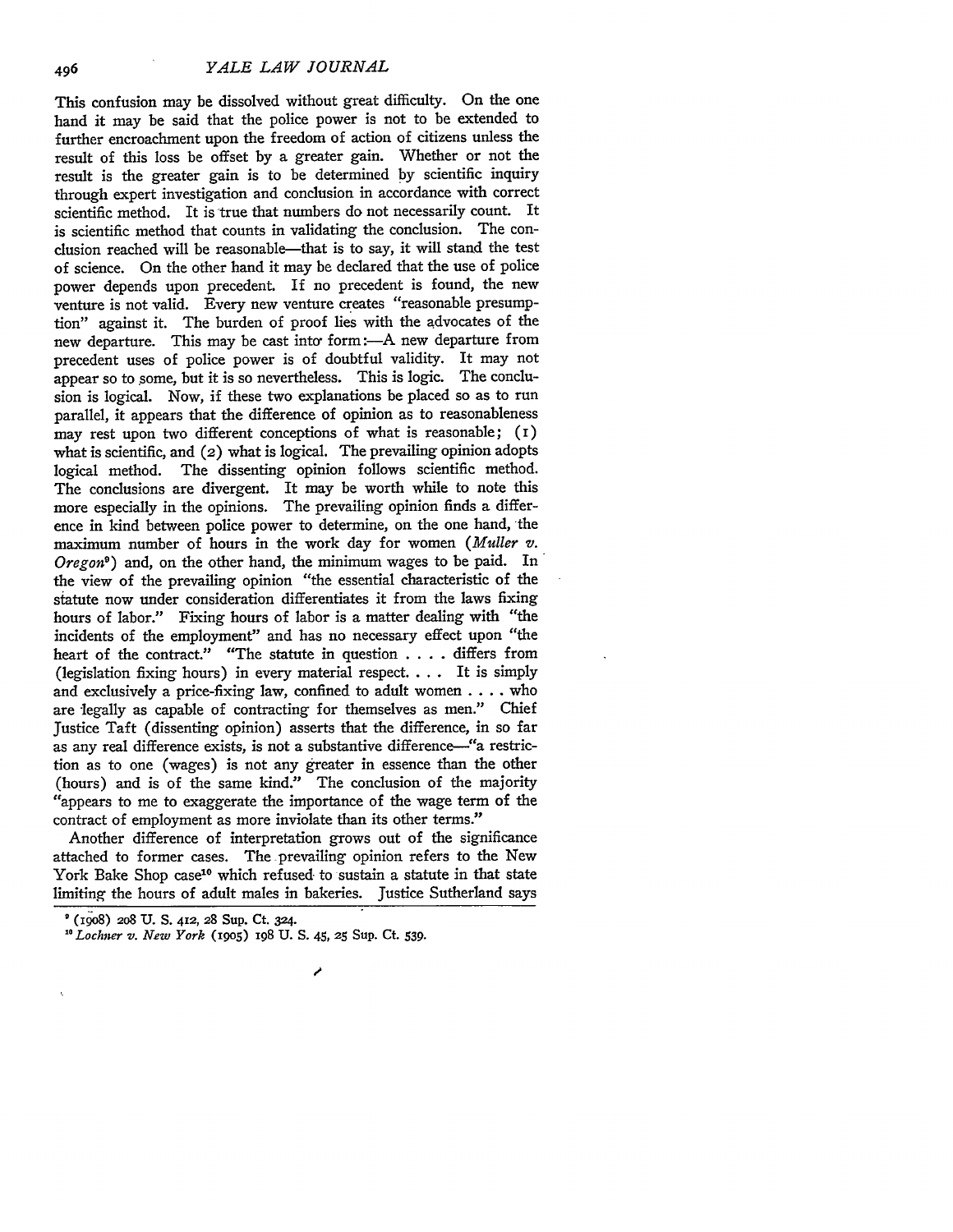This confusion may be dissolved without great difficulty. On the one hand it may be said that the police power is not to be extended to further encroachment upon the freedom of action of citizens unless the result of this loss be offset by a greater gain. Whether or not the result is the greater gain is to be determined by scientific inquiry through expert investigation and conclusion in accordance with correct scientific method. It is true that numbers do not necessarily count. It is scientific method that counts in validating the conclusion. The conclusion reached will be reasonable—that is to say, it will stand the test of science. On the other hand it may be declared that the use of police power depends upon precedent. If no precedent is found, the new venture is not valid. Every new venture creates "reasonable presumption" against it. The burden of proof lies with the advocates of the new departure. This may be cast into form:—A new departure from precedent uses of police power is of doubtful validity. It may not appear so to some, but it is so nevertheless. This is logic. The conclusion is logical. Now, if these two explanations be placed so as to run parallel, it appears that the difference of opinion as to reasonableness may rest upon two different conceptions of what is reasonable; (1) what is scientific, and (2) what is logical. The prevailing opinion adopts logical method. The dissenting opinion follows scientific method. The conclusions are divergent. It may be worth while to note this more especially in the opinions. The prevailing opinion finds a difference in kind between police power to determine, on the one hand, the maximum number of hours in the work day for women (*Muller v. Oregon*[9]) and, on the other hand, the minimum wages to be paid. In the view of the prevailing opinion "the essential characteristic of the statute now under consideration differentiates it from the laws fixing hours of labor." Fixing hours of labor is a matter dealing with "the incidents of the employment" and has no necessary effect upon "the heart of the contract." "The statute in question . . . . differs from (legislation fixing hours) in every material respect. . . . It is simply and exclusively a price-fixing law, confined to adult women . . . . who are legally as capable of contracting for themselves as men." Chief Justice Taft (dissenting opinion) asserts that the difference, in so far as any real difference exists, is not a substantive difference—"a restriction as to one (wages) is not any greater in essence than the other (hours) and is of the same kind." The conclusion of the majority "appears to me to exaggerate the importance of the wage term of the contract of employment as more inviolate than its other terms."

Another difference of interpretation grows out of the significance attached to former cases. The prevailing opinion refers to the New York Bake Shop case[10] which refused to sustain a statute in that state limiting the hours of adult males in bakeries. Justice Sutherland says

---

[9] (1908) 208 U. S. 412, 28 Sup. Ct. 324.

[10] *Lochner v. New York* (1905) 198 U. S. 45, 25 Sup. Ct. 539.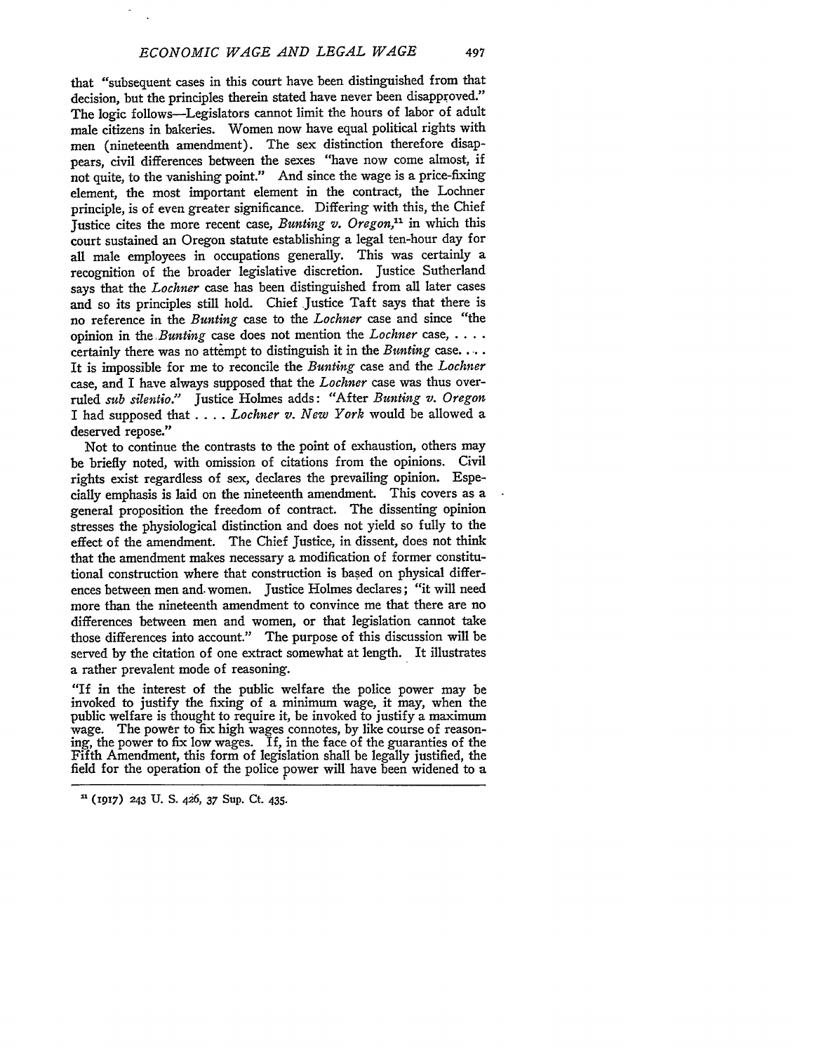that "subsequent cases in this court have been distinguished from that decision, but the principles therein stated have never been disapproved." The logic follows—Legislators cannot limit the hours of labor of adult male citizens in bakeries. Women now have equal political rights with men (nineteenth amendment). The sex distinction therefore disappears, civil differences between the sexes "have now come almost, if not quite, to the vanishing point." And since the wage is a price-fixing element, the most important element in the contract, the Lochner principle, is of even greater significance. Differing with this, the Chief Justice cites the more recent case, *Bunting v. Oregon*,[11] in which this court sustained an Oregon statute establishing a legal ten-hour day for all male employees in occupations generally. This was certainly a recognition of the broader legislative discretion. Justice Sutherland says that the *Lochner* case has been distinguished from all later cases and so its principles still hold. Chief Justice Taft says that there is no reference in the *Bunting* case to the *Lochner* case and since "the opinion in the *Bunting* case does not mention the *Lochner* case, . . . . certainly there was no attempt to distinguish it in the *Bunting* case. . . . It is impossible for me to reconcile the *Bunting* case and the *Lochner* case, and I have always supposed that the *Lochner* case was thus overruled *sub silentio*." Justice Holmes adds: "After *Bunting v. Oregon* I had supposed that . . . . *Lochner v. New York* would be allowed a deserved repose."

Not to continue the contrasts to the point of exhaustion, others may be briefly noted, with omission of citations from the opinions. Civil rights exist regardless of sex, declares the prevailing opinion. Especially emphasis is laid on the nineteenth amendment. This covers as a general proposition the freedom of contract. The dissenting opinion stresses the physiological distinction and does not yield so fully to the effect of the amendment. The Chief Justice, in dissent, does not think that the amendment makes necessary a modification of former constitutional construction where that construction is based on physical differences between men and women. Justice Holmes declares; "it will need more than the nineteenth amendment to convince me that there are no differences between men and women, or that legislation cannot take those differences into account." The purpose of this discussion will be served by the citation of one extract somewhat at length. It illustrates a rather prevalent mode of reasoning.

"If in the interest of the public welfare the police power may be invoked to justify the fixing of a minimum wage, it may, when the public welfare is thought to require it, be invoked to justify a maximum wage. The power to fix high wages connotes, by like course of reasoning, the power to fix low wages. If, in the face of the guaranties of the Fifth Amendment, this form of legislation shall be legally justified, the field for the operation of the police power will have been widened to a

[11] (1917) 243 U. S. 426, 37 Sup. Ct. 435.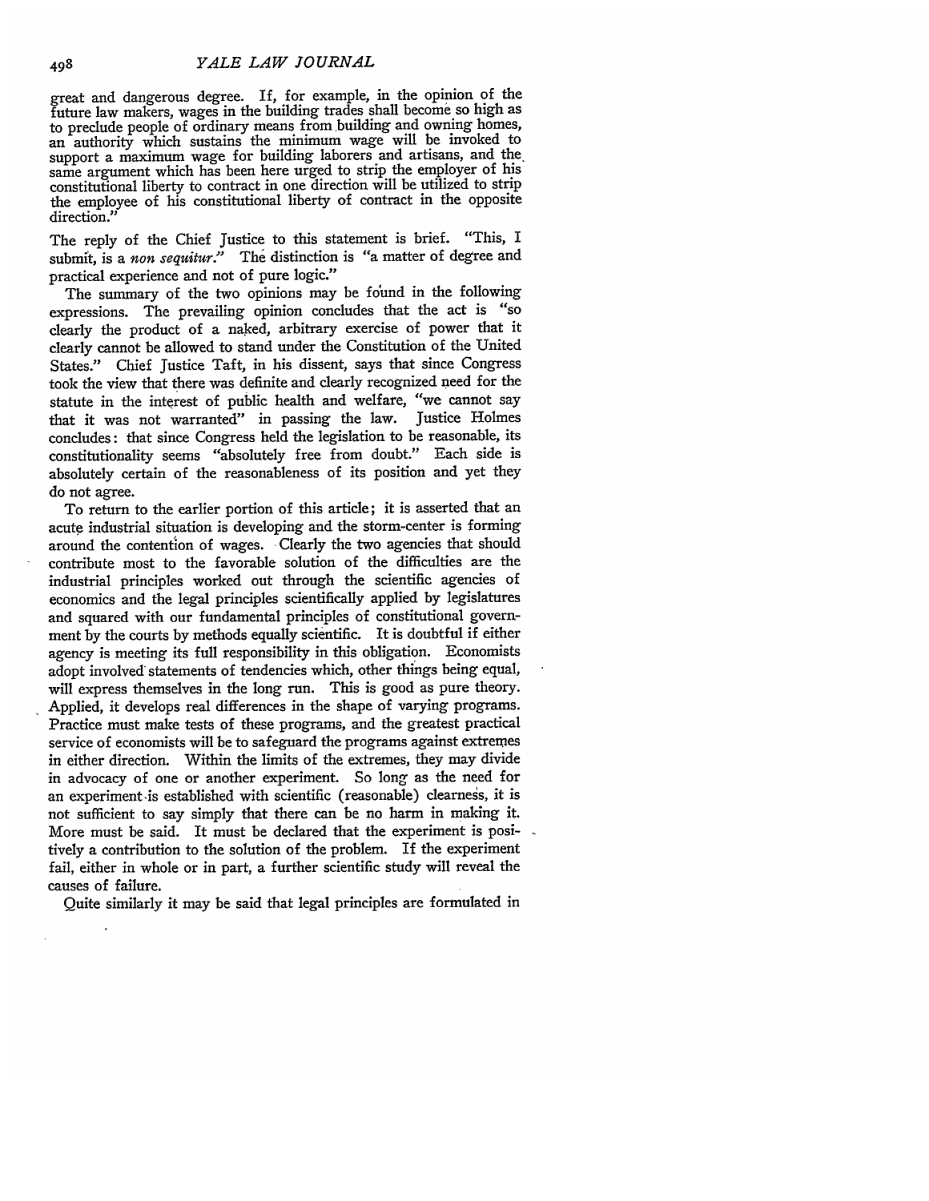great and dangerous degree. If, for example, in the opinion of the future law makers, wages in the building trades shall become so high as to preclude people of ordinary means from building and owning homes, an authority which sustains the minimum wage will be invoked to support a maximum wage for building laborers and artisans, and the same argument which has been here urged to strip the employer of his constitutional liberty to contract in one direction will be utilized to strip the employee of his constitutional liberty of contract in the opposite direction."

The reply of the Chief Justice to this statement is brief. "This, I submit, is a *non sequitur*." The distinction is "a matter of degree and practical experience and not of pure logic."

The summary of the two opinions may be found in the following expressions. The prevailing opinion concludes that the act is "so clearly the product of a naked, arbitrary exercise of power that it clearly cannot be allowed to stand under the Constitution of the United States." Chief Justice Taft, in his dissent, says that since Congress took the view that there was definite and clearly recognized need for the statute in the interest of public health and welfare, "we cannot say that it was not warranted" in passing the law. Justice Holmes concludes: that since Congress held the legislation to be reasonable, its constitutionality seems "absolutely free from doubt." Each side is absolutely certain of the reasonableness of its position and yet they do not agree.

To return to the earlier portion of this article; it is asserted that an acute industrial situation is developing and the storm-center is forming around the contention of wages. Clearly the two agencies that should contribute most to the favorable solution of the difficulties are the industrial principles worked out through the scientific agencies of economics and the legal principles scientifically applied by legislatures and squared with our fundamental principles of constitutional government by the courts by methods equally scientific. It is doubtful if either agency is meeting its full responsibility in this obligation. Economists adopt involved statements of tendencies which, other things being equal, will express themselves in the long run. This is good as pure theory. Applied, it develops real differences in the shape of varying programs. Practice must make tests of these programs, and the greatest practical service of economists will be to safeguard the programs against extremes in either direction. Within the limits of the extremes, they may divide in advocacy of one or another experiment. So long as the need for an experiment is established with scientific (reasonable) clearness, it is not sufficient to say simply that there can be no harm in making it. More must be said. It must be declared that the experiment is positively a contribution to the solution of the problem. If the experiment fail, either in whole or in part, a further scientific study will reveal the causes of failure.

Quite similarly it may be said that legal principles are formulated in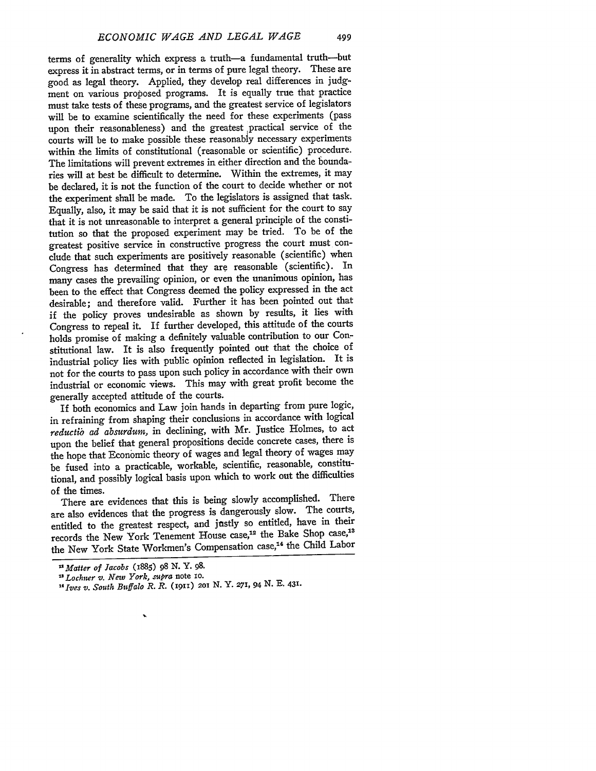terms of generality which express a truth—a fundamental truth—but express it in abstract terms, or in terms of pure legal theory. These are good as legal theory. Applied, they develop real differences in judgment on various proposed programs. It is equally true that practice must take tests of these programs, and the greatest service of legislators will be to examine scientifically the need for these experiments (pass upon their reasonableness) and the greatest practical service of the courts will be to make possible these reasonably necessary experiments within the limits of constitutional (reasonable or scientific) procedure. The limitations will prevent extremes in either direction and the boundaries will at best be difficult to determine. Within the extremes, it may be declared, it is not the function of the court to decide whether or not the experiment shall be made. To the legislators is assigned that task. Equally, also, it may be said that it is not sufficient for the court to say that it is not unreasonable to interpret a general principle of the constitution so that the proposed experiment may be tried. To be of the greatest positive service in constructive progress the court must conclude that such experiments are positively reasonable (scientific) when Congress has determined that they are reasonable (scientific). In many cases the prevailing opinion, or even the unanimous opinion, has been to the effect that Congress deemed the policy expressed in the act desirable; and therefore valid. Further it has been pointed out that if the policy proves undesirable as shown by results, it lies with Congress to repeal it. If further developed, this attitude of the courts holds promise of making a definitely valuable contribution to our Constitutional law. It is also frequently pointed out that the choice of industrial policy lies with public opinion reflected in legislation. It is not for the courts to pass upon such policy in accordance with their own industrial or economic views. This may with great profit become the generally accepted attitude of the courts.

If both economics and Law join hands in departing from pure logic, in refraining from shaping their conclusions in accordance with logical *reductio ad absurdum*, in declining, with Mr. Justice Holmes, to act upon the belief that general propositions decide concrete cases, there is the hope that Economic theory of wages and legal theory of wages may be fused into a practicable, workable, scientific, reasonable, constitutional, and possibly logical basis upon which to work out the difficulties of the times.

There are evidences that this is being slowly accomplished. There are also evidences that the progress is dangerously slow. The courts, entitled to the greatest respect, and justly so entitled, have in their records the New York Tenement House case,[12] the Bake Shop case,[13] the New York State Workmen's Compensation case,[14] the Child Labor

---

[12] *Matter of Jacobs* (1885) 98 N. Y. 98.

[13] *Lochner v. New York*, *supra* note 10.

[14] *Ives v. South Buffalo R. R.* (1911) 201 N. Y. 271, 94 N. E. 431.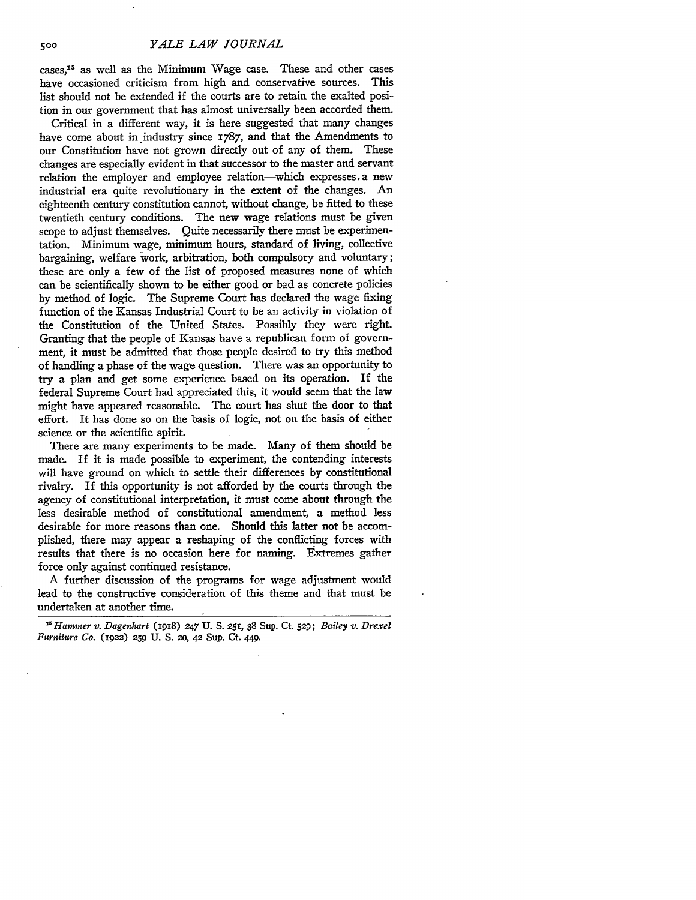cases,[15] as well as the Minimum Wage case. These and other cases have occasioned criticism from high and conservative sources. This list should not be extended if the courts are to retain the exalted position in our government that has almost universally been accorded them.

Critical in a different way, it is here suggested that many changes have come about in industry since 1787, and that the Amendments to our Constitution have not grown directly out of any of them. These changes are especially evident in that successor to the master and servant relation the employer and employee relation—which expresses a new industrial era quite revolutionary in the extent of the changes. An eighteenth century constitution cannot, without change, be fitted to these twentieth century conditions. The new wage relations must be given scope to adjust themselves. Quite necessarily there must be experimentation. Minimum wage, minimum hours, standard of living, collective bargaining, welfare work, arbitration, both compulsory and voluntary; these are only a few of the list of proposed measures none of which can be scientifically shown to be either good or bad as concrete policies by method of logic. The Supreme Court has declared the wage fixing function of the Kansas Industrial Court to be an activity in violation of the Constitution of the United States. Possibly they were right. Granting that the people of Kansas have a republican form of government, it must be admitted that those people desired to try this method of handling a phase of the wage question. There was an opportunity to try a plan and get some experience based on its operation. If the federal Supreme Court had appreciated this, it would seem that the law might have appeared reasonable. The court has shut the door to that effort. It has done so on the basis of logic, not on the basis of either science or the scientific spirit.

There are many experiments to be made. Many of them should be made. If it is made possible to experiment, the contending interests will have ground on which to settle their differences by constitutional rivalry. If this opportunity is not afforded by the courts through the agency of constitutional interpretation, it must come about through the less desirable method of constitutional amendment, a method less desirable for more reasons than one. Should this latter not be accomplished, there may appear a reshaping of the conflicting forces with results that there is no occasion here for naming. Extremes gather force only against continued resistance.

A further discussion of the programs for wage adjustment would lead to the constructive consideration of this theme and that must be undertaken at another time.

---

[15] *Hammer v. Dagenhart* (1918) 247 U. S. 251, 38 Sup. Ct. 529; *Bailey v. Drexel Furniture Co.* (1922) 259 U. S. 20, 42 Sup. Ct. 449.